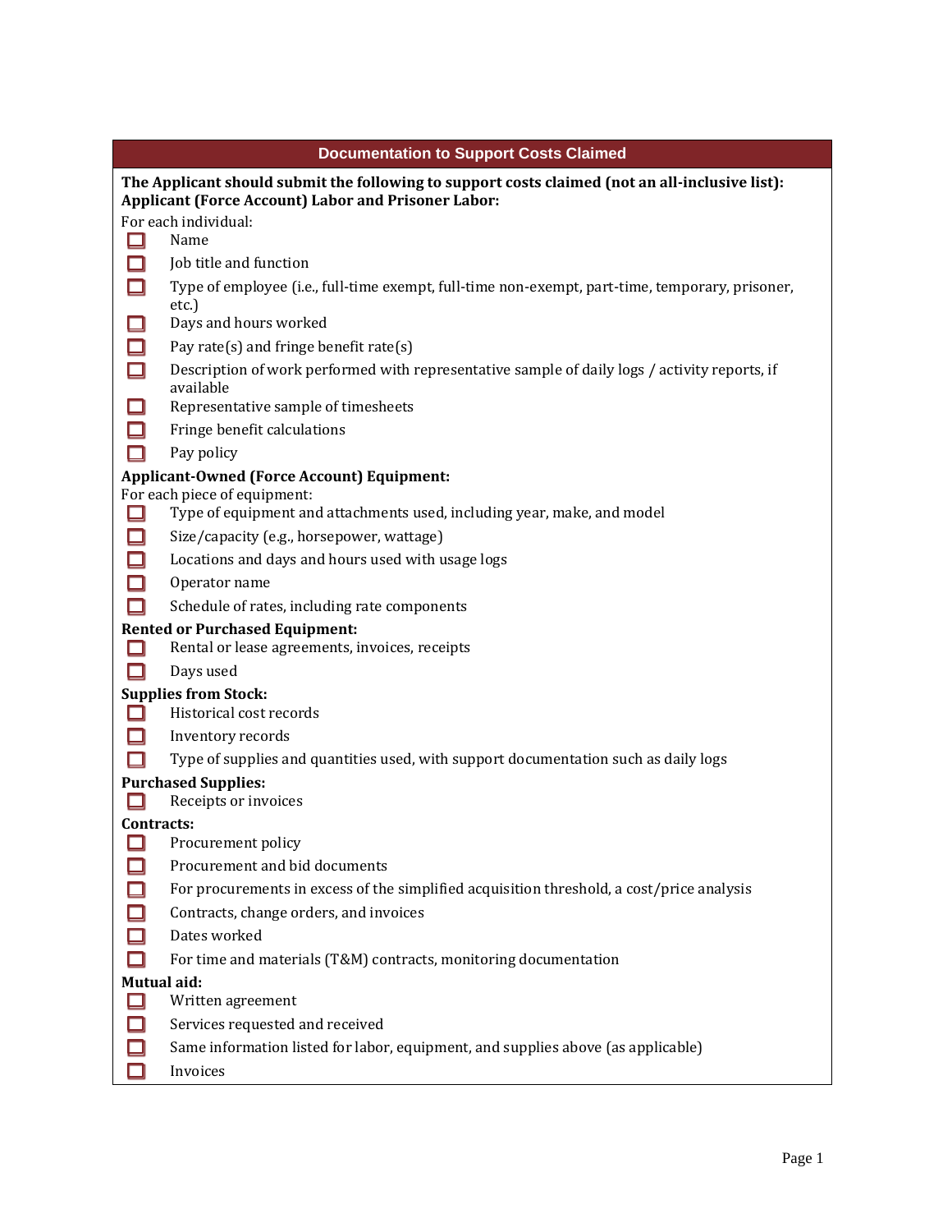## Documentation to Support Costs Claimed

**The Applicant should submit the following to support costs claimed (not an all-inclusive list):**

**Applicant (Force Account) Labor and Prisoner Labor:**

For each individual:

- [ ] Name
- [ ] Job title and function
- [ ] Type of employee (i.e., full-time exempt, full-time non-exempt, part-time, temporary, prisoner, etc.)
- [ ] Days and hours worked
- [ ] Pay rate(s) and fringe benefit rate(s)
- [ ] Description of work performed with representative sample of daily logs / activity reports, if available
- [ ] Representative sample of timesheets
- [ ] Fringe benefit calculations
- [ ] Pay policy

**Applicant-Owned (Force Account) Equipment:**

For each piece of equipment:

- [ ] Type of equipment and attachments used, including year, make, and model
- [ ] Size/capacity (e.g., horsepower, wattage)
- [ ] Locations and days and hours used with usage logs
- [ ] Operator name
- [ ] Schedule of rates, including rate components

**Rented or Purchased Equipment:**

- [ ] Rental or lease agreements, invoices, receipts
- [ ] Days used

**Supplies from Stock:**

- [ ] Historical cost records
- [ ] Inventory records
- [ ] Type of supplies and quantities used, with support documentation such as daily logs

**Purchased Supplies:**

- [ ] Receipts or invoices

**Contracts:**

- [ ] Procurement policy
- [ ] Procurement and bid documents
- [ ] For procurements in excess of the simplified acquisition threshold, a cost/price analysis
- [ ] Contracts, change orders, and invoices
- [ ] Dates worked
- [ ] For time and materials (T&M) contracts, monitoring documentation

**Mutual aid:**

- [ ] Written agreement
- [ ] Services requested and received
- [ ] Same information listed for labor, equipment, and supplies above (as applicable)
- [ ] Invoices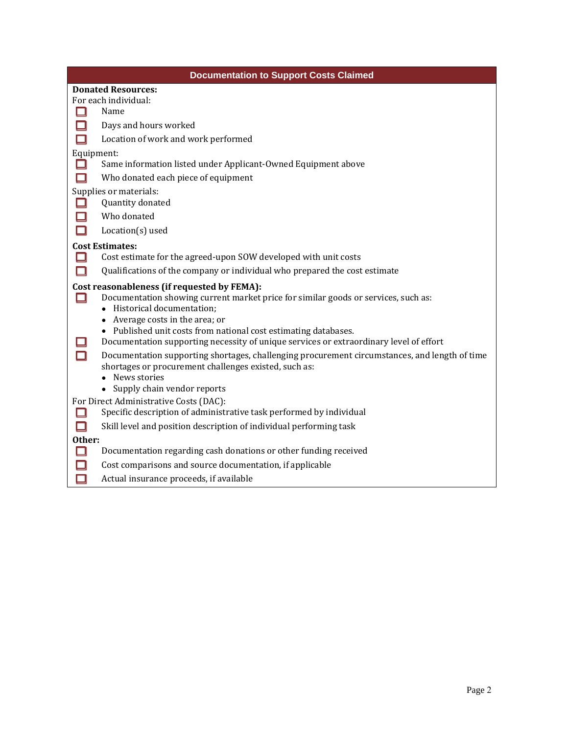## Documentation to Support Costs Claimed

**Donated Resources:**

For each individual:

- ☐ Name
- ☐ Days and hours worked
- ☐ Location of work and work performed

Equipment:

- ☐ Same information listed under Applicant-Owned Equipment above
- ☐ Who donated each piece of equipment

Supplies or materials:

- ☐ Quantity donated
- ☐ Who donated
- ☐ Location(s) used

**Cost Estimates:**

- ☐ Cost estimate for the agreed-upon SOW developed with unit costs
- ☐ Qualifications of the company or individual who prepared the cost estimate

**Cost reasonableness (if requested by FEMA):**

- ☐ Documentation showing current market price for similar goods or services, such as:
  - Historical documentation;
  - Average costs in the area; or
  - Published unit costs from national cost estimating databases.
- ☐ Documentation supporting necessity of unique services or extraordinary level of effort
- ☐ Documentation supporting shortages, challenging procurement circumstances, and length of time shortages or procurement challenges existed, such as:
  - News stories
  - Supply chain vendor reports

For Direct Administrative Costs (DAC):

- ☐ Specific description of administrative task performed by individual
- ☐ Skill level and position description of individual performing task

**Other:**

- ☐ Documentation regarding cash donations or other funding received
- ☐ Cost comparisons and source documentation, if applicable
- ☐ Actual insurance proceeds, if available